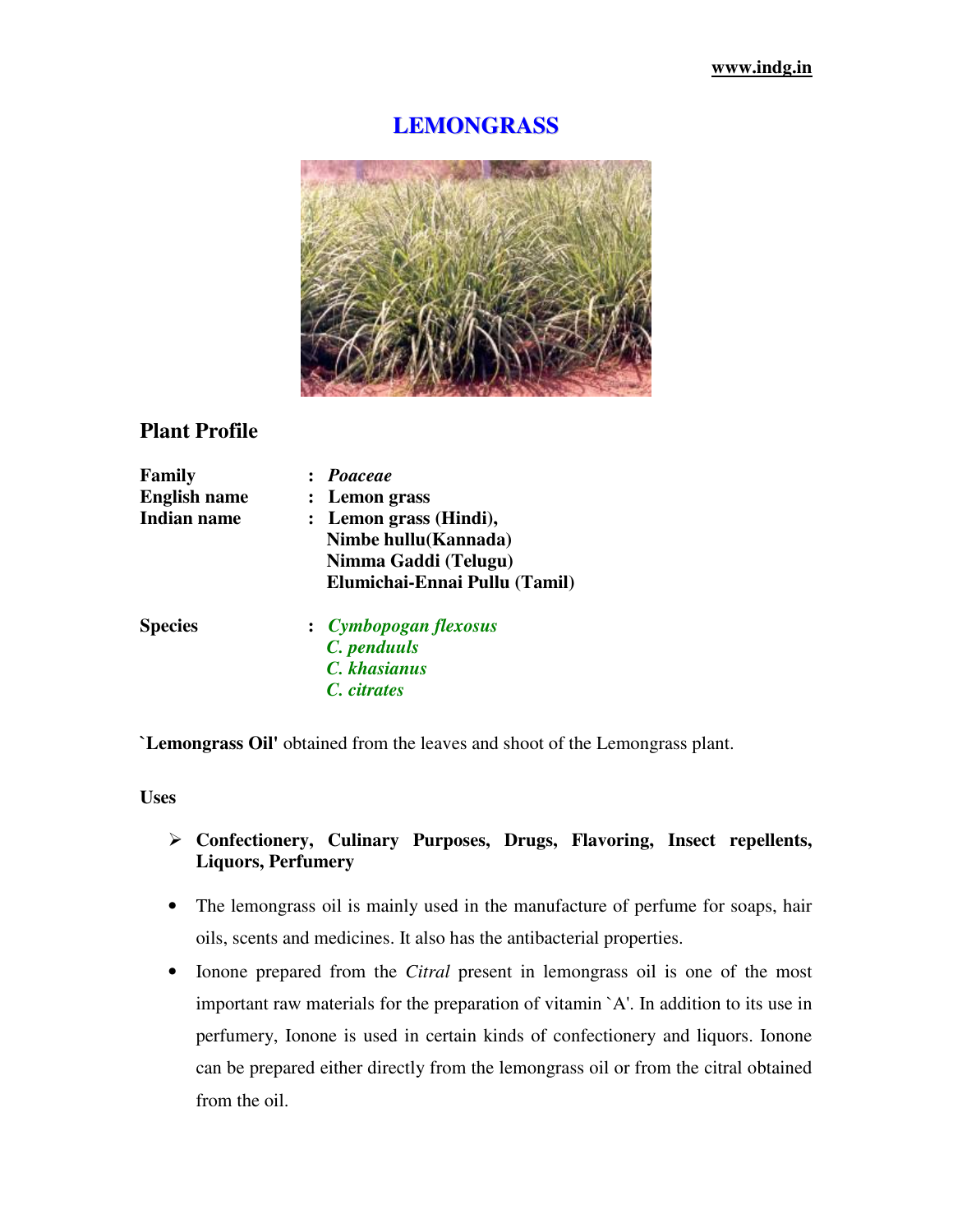# LEMONGRASS

## Plant Profile

| | | |
|---|---|---|
| **Family** | : | *Poaceae* |
| **English name** | : | **Lemon grass** |
| **Indian name** | : | **Lemon grass (Hindi),**<br>**Nimbe hullu(Kannada)**<br>**Nimma Gaddi (Telugu)**<br>**Elumichai-Ennai Pullu (Tamil)** |
| **Species** | : | ***Cymbopogan flexosus***<br>***C. penduuls***<br>***C. khasianus***<br>***C. citrates*** |

**`Lemongrass Oil'** obtained from the leaves and shoot of the Lemongrass plant.

**Uses**

- **Confectionery, Culinary Purposes, Drugs, Flavoring, Insect repellents, Liquors, Perfumery**

- The lemongrass oil is mainly used in the manufacture of perfume for soaps, hair oils, scents and medicines. It also has the antibacterial properties.
- Ionone prepared from the *Citral* present in lemongrass oil is one of the most important raw materials for the preparation of vitamin `A'. In addition to its use in perfumery, Ionone is used in certain kinds of confectionery and liquors. Ionone can be prepared either directly from the lemongrass oil or from the citral obtained from the oil.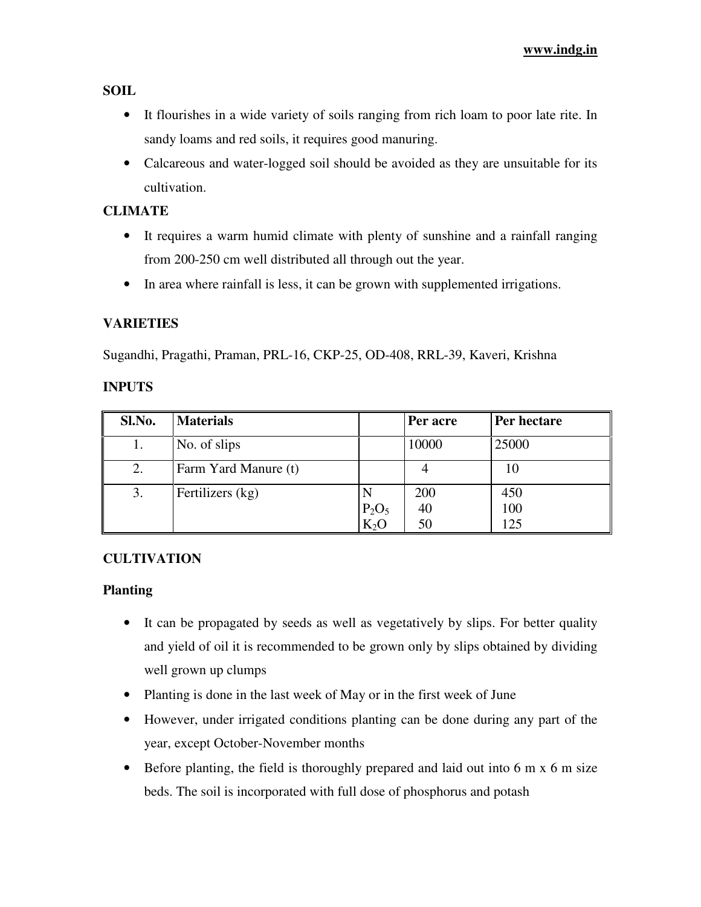## SOIL

- It flourishes in a wide variety of soils ranging from rich loam to poor late rite. In sandy loams and red soils, it requires good manuring.
- Calcareous and water-logged soil should be avoided as they are unsuitable for its cultivation.

## CLIMATE

- It requires a warm humid climate with plenty of sunshine and a rainfall ranging from 200-250 cm well distributed all through out the year.
- In area where rainfall is less, it can be grown with supplemented irrigations.

## VARIETIES

Sugandhi, Pragathi, Praman, PRL-16, CKP-25, OD-408, RRL-39, Kaveri, Krishna

## INPUTS

| Sl.No. | Materials | | Per acre | Per hectare |
|---|---|---|---|---|
| 1. | No. of slips | | 10000 | 25000 |
| 2. | Farm Yard Manure (t) | | 4 | 10 |
| 3. | Fertilizers (kg) | N | 200 | 450 |
| | | $P_2O_5$ | 40 | 100 |
| | | $K_2O$ | 50 | 125 |

## CULTIVATION

### Planting

- It can be propagated by seeds as well as vegetatively by slips. For better quality and yield of oil it is recommended to be grown only by slips obtained by dividing well grown up clumps
- Planting is done in the last week of May or in the first week of June
- However, under irrigated conditions planting can be done during any part of the year, except October-November months
- Before planting, the field is thoroughly prepared and laid out into 6 m x 6 m size beds. The soil is incorporated with full dose of phosphorus and potash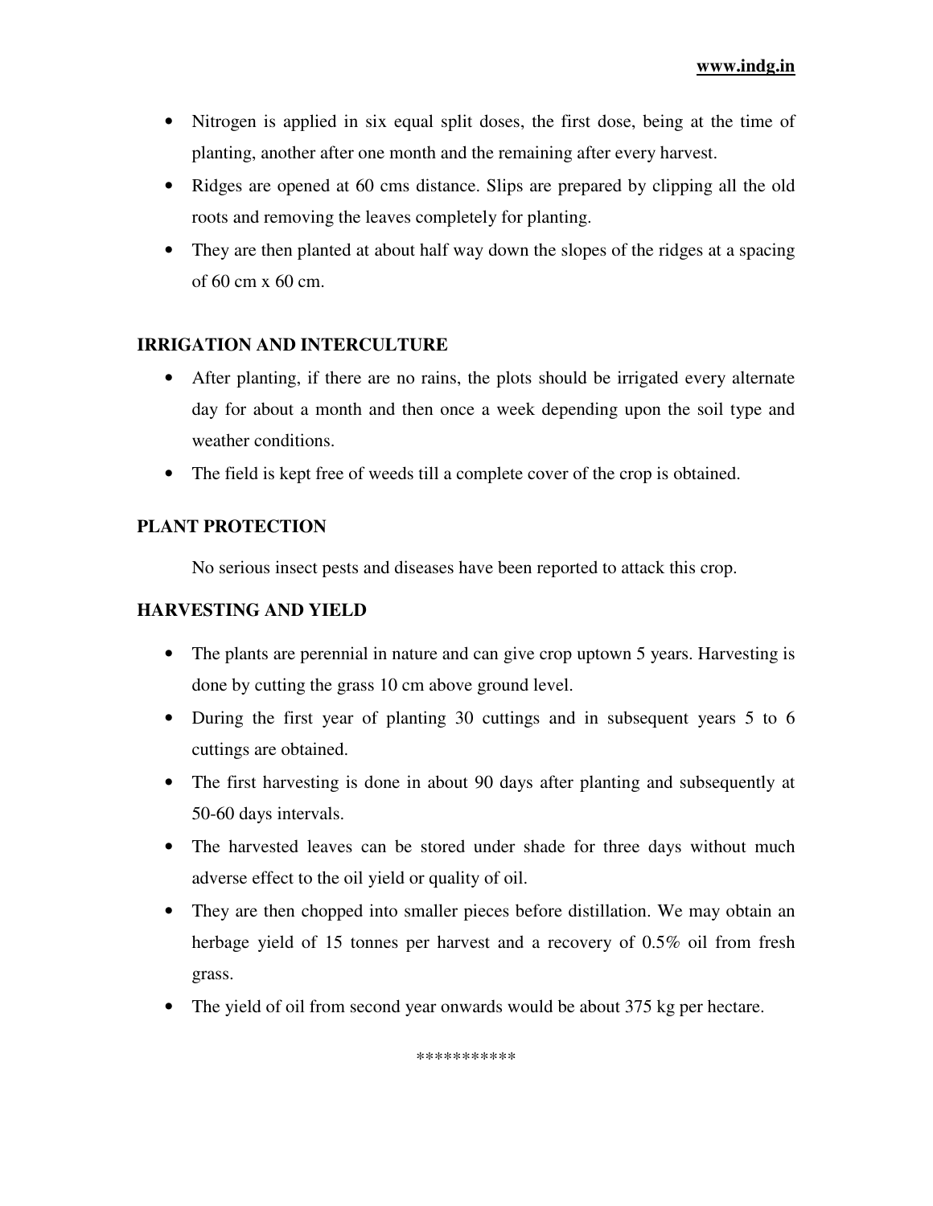- Nitrogen is applied in six equal split doses, the first dose, being at the time of planting, another after one month and the remaining after every harvest.
- Ridges are opened at 60 cms distance. Slips are prepared by clipping all the old roots and removing the leaves completely for planting.
- They are then planted at about half way down the slopes of the ridges at a spacing of 60 cm x 60 cm.

## IRRIGATION AND INTERCULTURE

- After planting, if there are no rains, the plots should be irrigated every alternate day for about a month and then once a week depending upon the soil type and weather conditions.
- The field is kept free of weeds till a complete cover of the crop is obtained.

## PLANT PROTECTION

No serious insect pests and diseases have been reported to attack this crop.

## HARVESTING AND YIELD

- The plants are perennial in nature and can give crop uptown 5 years. Harvesting is done by cutting the grass 10 cm above ground level.
- During the first year of planting 30 cuttings and in subsequent years 5 to 6 cuttings are obtained.
- The first harvesting is done in about 90 days after planting and subsequently at 50-60 days intervals.
- The harvested leaves can be stored under shade for three days without much adverse effect to the oil yield or quality of oil.
- They are then chopped into smaller pieces before distillation. We may obtain an herbage yield of 15 tonnes per harvest and a recovery of 0.5% oil from fresh grass.
- The yield of oil from second year onwards would be about 375 kg per hectare.

***********